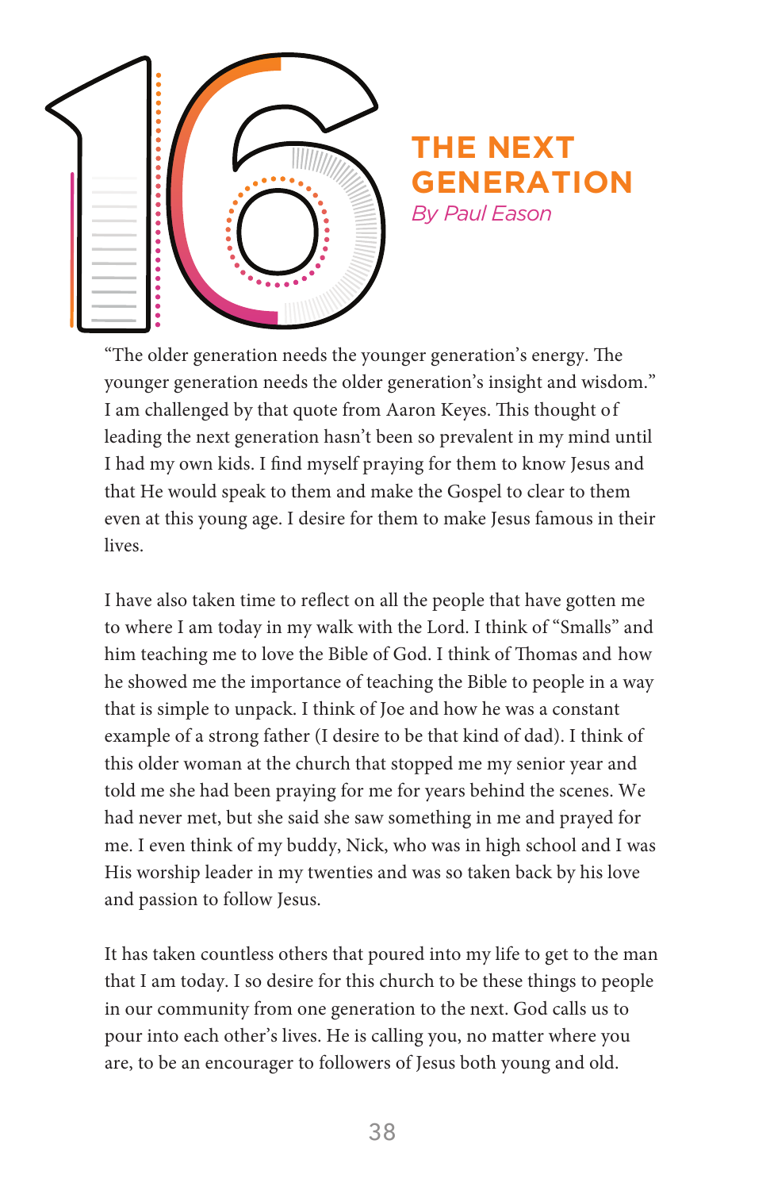# 16 THE NEXT GENERATION

*By Paul Eason*

"The older generation needs the younger generation's energy. The younger generation needs the older generation's insight and wisdom." I am challenged by that quote from Aaron Keyes. This thought of leading the next generation hasn't been so prevalent in my mind until I had my own kids. I find myself praying for them to know Jesus and that He would speak to them and make the Gospel to clear to them even at this young age. I desire for them to make Jesus famous in their lives.

I have also taken time to reflect on all the people that have gotten me to where I am today in my walk with the Lord. I think of "Smalls" and him teaching me to love the Bible of God. I think of Thomas and how he showed me the importance of teaching the Bible to people in a way that is simple to unpack. I think of Joe and how he was a constant example of a strong father (I desire to be that kind of dad). I think of this older woman at the church that stopped me my senior year and told me she had been praying for me for years behind the scenes. We had never met, but she said she saw something in me and prayed for me. I even think of my buddy, Nick, who was in high school and I was His worship leader in my twenties and was so taken back by his love and passion to follow Jesus.

It has taken countless others that poured into my life to get to the man that I am today. I so desire for this church to be these things to people in our community from one generation to the next. God calls us to pour into each other's lives. He is calling you, no matter where you are, to be an encourager to followers of Jesus both young and old.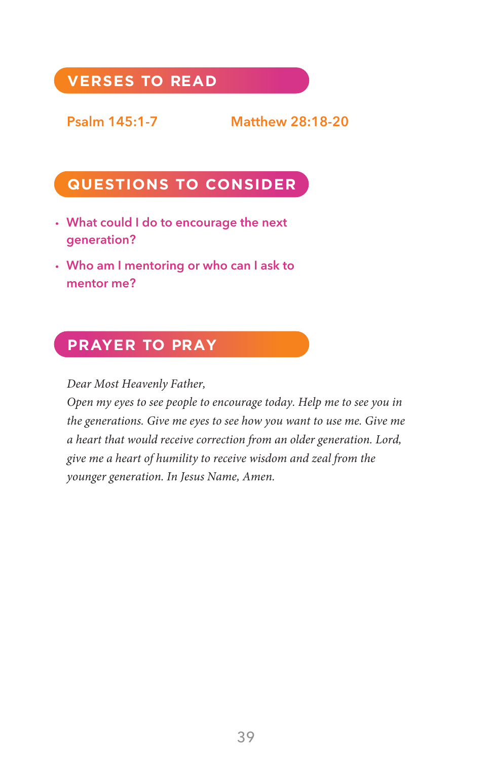## VERSES TO READ

Psalm 145:1-7

Matthew 28:18-20

## QUESTIONS TO CONSIDER

- What could I do to encourage the next generation?
- Who am I mentoring or who can I ask to mentor me?

## PRAYER TO PRAY

*Dear Most Heavenly Father,*
*Open my eyes to see people to encourage today. Help me to see you in the generations. Give me eyes to see how you want to use me. Give me a heart that would receive correction from an older generation. Lord, give me a heart of humility to receive wisdom and zeal from the younger generation. In Jesus Name, Amen.*